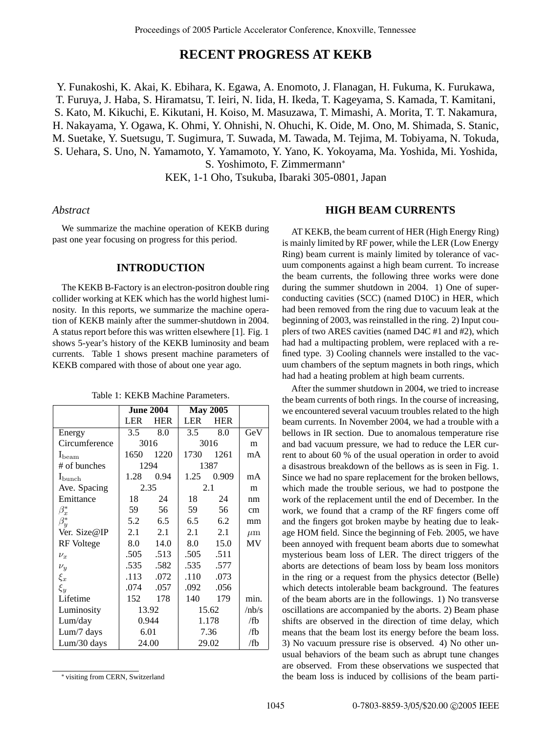# RECENT PROGRESS AT KEKB

Y. Funakoshi, K. Akai, K. Ebihara, K. Egawa, A. Enomoto, J. Flanagan, H. Fukuma, K. Furukawa, T. Furuya, J. Haba, S. Hiramatsu, T. Ieiri, N. Iida, H. Ikeda, T. Kageyama, S. Kamada, T. Kamitani, S. Kato, M. Kikuchi, E. Kikutani, H. Koiso, M. Masuzawa, T. Mimashi, A. Morita, T. T. Nakamura, H. Nakayama, Y. Ogawa, K. Ohmi, Y. Ohnishi, N. Ohuchi, K. Oide, M. Ono, M. Shimada, S. Stanic, M. Suetake, Y. Suetsugu, T. Sugimura, T. Suwada, M. Tawada, M. Tejima, M. Tobiyama, N. Tokuda, S. Uehara, S. Uno, N. Yamamoto, Y. Yamamoto, Y. Yano, K. Yokoyama, Ma. Yoshida, Mi. Yoshida, S. Yoshimoto, F. Zimmermann*

KEK, 1-1 Oho, Tsukuba, Ibaraki 305-0801, Japan

*Abstract*

We summarize the machine operation of KEKB during past one year focusing on progress for this period.

## INTRODUCTION

The KEKB B-Factory is an electron-positron double ring collider working at KEK which has the world highest luminosity. In this reports, we summarize the machine operation of KEKB mainly after the summer-shutdown in 2004. A status report before this was written elsewhere [1]. Fig. 1 shows 5-year's history of the KEKB luminosity and beam currents. Table 1 shows present machine parameters of KEKB compared with those of about one year ago.

Table 1: KEKB Machine Parameters.

| | June 2004 | | May 2005 | | |
|---|---|---|---|---|---|
| | LER | HER | LER | HER | |
| Energy | 3.5 | 8.0 | 3.5 | 8.0 | GeV |
| Circumference | 3016 | | 3016 | | m |
| $I_{beam}$ | 1650 | 1220 | 1730 | 1261 | mA |
| # of bunches | 1294 | | 1387 | | |
| $I_{bunch}$ | 1.28 | 0.94 | 1.25 | 0.909 | mA |
| Ave. Spacing | 2.35 | | 2.1 | | m |
| Emittance | 18 | 24 | 18 | 24 | nm |
| $\beta_x^*$ | 59 | 56 | 59 | 56 | cm |
| $\beta_y^*$ | 5.2 | 6.5 | 6.5 | 6.2 | mm |
| Ver. Size@IP | 2.1 | 2.1 | 2.1 | 2.1 | $\mu$m |
| RF Voltege | 8.0 | 14.0 | 8.0 | 15.0 | MV |
| $\nu_x$ | .505 | .513 | .505 | .511 | |
| $\nu_y$ | .535 | .582 | .535 | .577 | |
| $\xi_x$ | .113 | .072 | .110 | .073 | |
| $\xi_y$ | .074 | .057 | .092 | .056 | |
| Lifetime | 152 | 178 | 140 | 179 | min. |
| Luminosity | 13.92 | | 15.62 | | /nb/s |
| Lum/day | 0.944 | | 1.178 | | /fb |
| Lum/7 days | 6.01 | | 7.36 | | /fb |
| Lum/30 days | 24.00 | | 29.02 | | /fb |

## HIGH BEAM CURRENTS

AT KEKB, the beam current of HER (High Energy Ring) is mainly limited by RF power, while the LER (Low Energy Ring) beam current is mainly limited by tolerance of vacuum components against a high beam current. To increase the beam currents, the following three works were done during the summer shutdown in 2004. 1) One of superconducting cavities (SCC) (named D10C) in HER, which had been removed from the ring due to vacuum leak at the beginning of 2003, was reinstalled in the ring. 2) Input couplers of two ARES cavities (named D4C #1 and #2), which had had a multipacting problem, were replaced with a refined type. 3) Cooling channels were installed to the vacuum chambers of the septum magnets in both rings, which had had a heating problem at high beam currents.

After the summer shutdown in 2004, we tried to increase the beam currents of both rings. In the course of increasing, we encountered several vacuum troubles related to the high beam currents. In November 2004, we had a trouble with a bellows in IR section. Due to anomalous temperature rise and bad vacuum pressure, we had to reduce the LER current to about 60 % of the usual operation in order to avoid a disastrous breakdown of the bellows as is seen in Fig. 1. Since we had no spare replacement for the broken bellows, which made the trouble serious, we had to postpone the work of the replacement until the end of December. In the work, we found that a cramp of the RF fingers come off and the fingers got broken maybe by heating due to leakage HOM field. Since the beginning of Feb. 2005, we have been annoyed with frequent beam aborts due to somewhat mysterious beam loss of LER. The direct triggers of the aborts are detections of beam loss by beam loss monitors in the ring or a request from the physics detector (Belle) which detects intolerable beam background. The features of the beam aborts are in the followings. 1) No transverse oscillations are accompanied by the aborts. 2) Beam phase shifts are observed in the direction of time delay, which means that the beam lost its energy before the beam loss. 3) No vacuum pressure rise is observed. 4) No other unusual behaviors of the beam such as abrupt tune changes are observed. From these observations we suspected that the beam loss is induced by collisions of the beam parti-

* visiting from CERN, Switzerland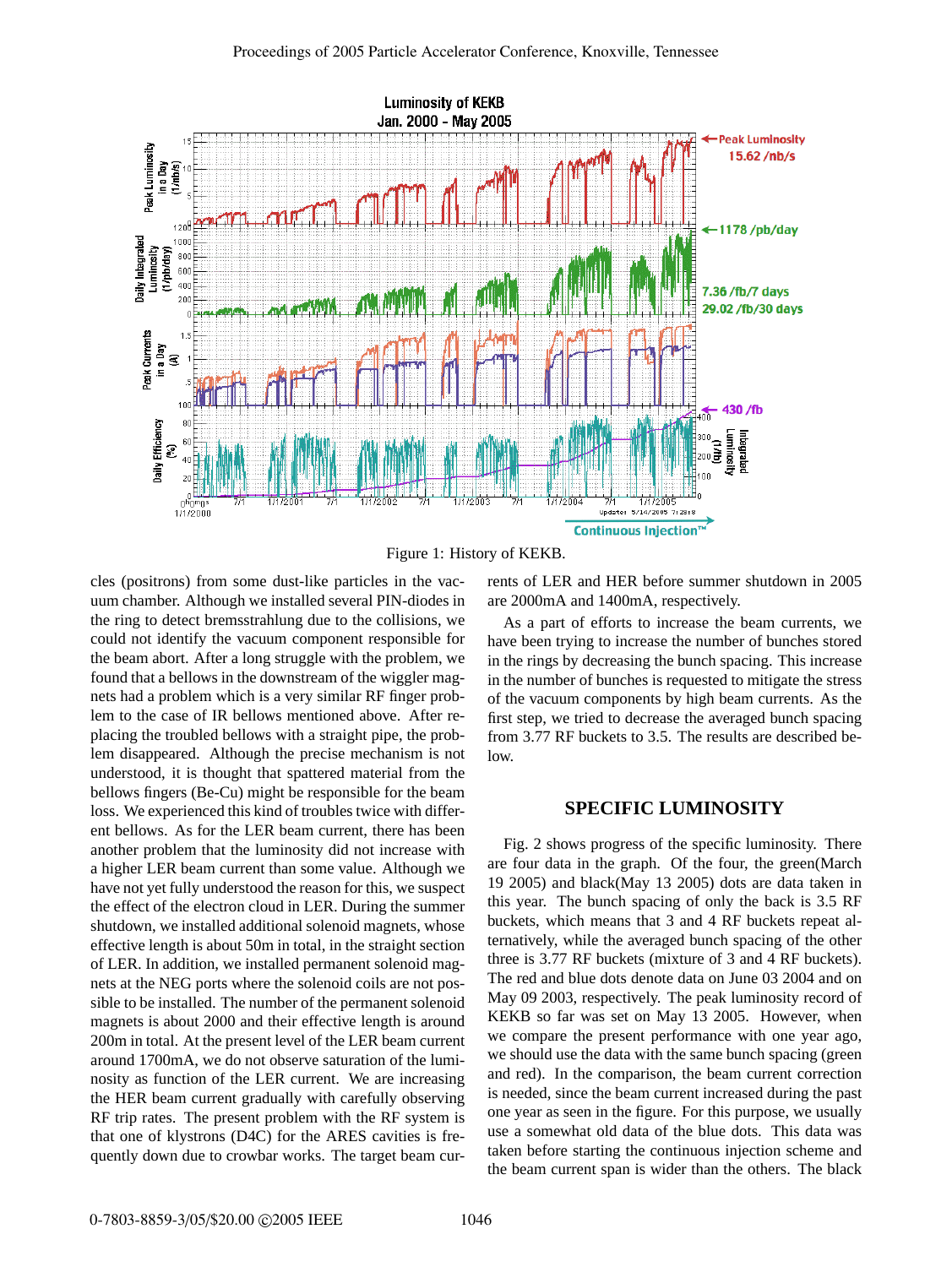Figure 1: History of KEKB.

cles (positrons) from some dust-like particles in the vacuum chamber. Although we installed several PIN-diodes in the ring to detect bremsstrahlung due to the collisions, we could not identify the vacuum component responsible for the beam abort. After a long struggle with the problem, we found that a bellows in the downstream of the wiggler magnets had a problem which is a very similar RF finger problem to the case of IR bellows mentioned above. After replacing the troubled bellows with a straight pipe, the problem disappeared. Although the precise mechanism is not understood, it is thought that spattered material from the bellows fingers (Be-Cu) might be responsible for the beam loss. We experienced this kind of troubles twice with different bellows. As for the LER beam current, there has been another problem that the luminosity did not increase with a higher LER beam current than some value. Although we have not yet fully understood the reason for this, we suspect the effect of the electron cloud in LER. During the summer shutdown, we installed additional solenoid magnets, whose effective length is about 50m in total, in the straight section of LER. In addition, we installed permanent solenoid magnets at the NEG ports where the solenoid coils are not possible to be installed. The number of the permanent solenoid magnets is about 2000 and their effective length is around 200m in total. At the present level of the LER beam current around 1700mA, we do not observe saturation of the luminosity as function of the LER current. We are increasing the HER beam current gradually with carefully observing RF trip rates. The present problem with the RF system is that one of klystrons (D4C) for the ARES cavities is frequently down due to crowbar works. The target beam currents of LER and HER before summer shutdown in 2005 are 2000mA and 1400mA, respectively.

As a part of efforts to increase the beam currents, we have been trying to increase the number of bunches stored in the rings by decreasing the bunch spacing. This increase in the number of bunches is requested to mitigate the stress of the vacuum components by high beam currents. As the first step, we tried to decrease the averaged bunch spacing from 3.77 RF buckets to 3.5. The results are described below.

## SPECIFIC LUMINOSITY

Fig. 2 shows progress of the specific luminosity. There are four data in the graph. Of the four, the green(March 19 2005) and black(May 13 2005) dots are data taken in this year. The bunch spacing of only the back is 3.5 RF buckets, which means that 3 and 4 RF buckets repeat alternatively, while the averaged bunch spacing of the other three is 3.77 RF buckets (mixture of 3 and 4 RF buckets). The red and blue dots denote data on June 03 2004 and on May 09 2003, respectively. The peak luminosity record of KEKB so far was set on May 13 2005. However, when we compare the present performance with one year ago, we should use the data with the same bunch spacing (green and red). In the comparison, the beam current correction is needed, since the beam current increased during the past one year as seen in the figure. For this purpose, we usually use a somewhat old data of the blue dots. This data was taken before starting the continuous injection scheme and the beam current span is wider than the others. The black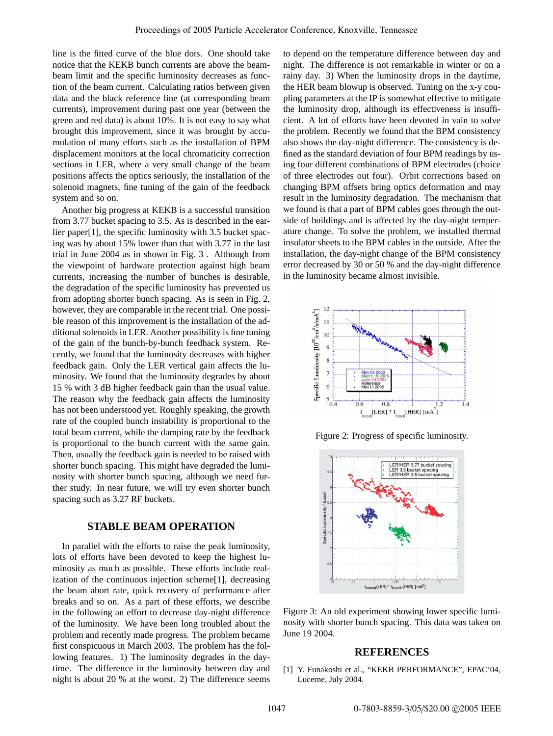line is the fitted curve of the blue dots. One should take notice that the KEKB bunch currents are above the beam-beam limit and the specific luminosity decreases as function of the beam current. Calculating ratios between given data and the black reference line (at corresponding beam currents), improvement during past one year (between the green and red data) is about 10%. It is not easy to say what brought this improvement, since it was brought by accumulation of many efforts such as the installation of BPM displacement monitors at the local chromaticity correction sections in LER, where a very small change of the beam positions affects the optics seriously, the installation of the solenoid magnets, fine tuning of the gain of the feedback system and so on.

Another big progress at KEKB is a successful transition from 3.77 bucket spacing to 3.5. As is described in the earlier paper[1], the specific luminosity with 3.5 bucket spacing was by about 15% lower than that with 3.77 in the last trial in June 2004 as in shown in Fig. 3 . Although from the viewpoint of hardware protection against high beam currents, increasing the number of bunches is desirable, the degradation of the specific luminosity has prevented us from adopting shorter bunch spacing. As is seen in Fig. 2, however, they are comparable in the recent trial. One possible reason of this improvement is the installation of the additional solenoids in LER. Another possibility is fine tuning of the gain of the bunch-by-bunch feedback system. Recently, we found that the luminosity decreases with higher feedback gain. Only the LER vertical gain affects the luminosity. We found that the luminosity degrades by about 15 % with 3 dB higher feedback gain than the usual value. The reason why the feedback gain affects the luminosity has not been understood yet. Roughly speaking, the growth rate of the coupled bunch instability is proportional to the total beam current, while the damping rate by the feedback is proportional to the bunch current with the same gain. Then, usually the feedback gain is needed to be raised with shorter bunch spacing. This might have degraded the luminosity with shorter bunch spacing, although we need further study. In near future, we will try even shorter bunch spacing such as 3.27 RF buckets.

## STABLE BEAM OPERATION

In parallel with the efforts to raise the peak luminosity, lots of efforts have been devoted to keep the highest luminosity as much as possible. These efforts include realization of the continuous injection scheme[1], decreasing the beam abort rate, quick recovery of performance after breaks and so on. As a part of these efforts, we describe in the following an effort to decrease day-night difference of the luminosity. We have been long troubled about the problem and recently made progress. The problem became first conspicuous in March 2003. The problem has the following features. 1) The luminosity degrades in the daytime. The difference in the luminosity between day and night is about 20 % at the worst. 2) The difference seems to depend on the temperature difference between day and night. The difference is not remarkable in winter or on a rainy day. 3) When the luminosity drops in the daytime, the HER beam blowup is observed. Tuning on the x-y coupling parameters at the IP is somewhat effective to mitigate the luminosity drop, although its effectiveness is insufficient. A lot of efforts have been devoted in vain to solve the problem. Recently we found that the BPM consistency also shows the day-night difference. The consistency is defined as the standard deviation of four BPM readings by using four different combinations of BPM electrodes (choice of three electrodes out four). Orbit corrections based on changing BPM offsets bring optics deformation and may result in the luminosity degradation. The mechanism that we found is that a part of BPM cables goes through the outside of buildings and is affected by the day-night temperature change. To solve the problem, we installed thermal insulator sheets to the BPM cables in the outside. After the installation, the day-night change of the BPM consistency error decreased by 30 or 50 % and the day-night difference in the luminosity became almost invisible.

Specific Luminosity [$10^{30}$/cm$^2$/s/mA$^2$]
12
11
10
9
8
7
6
5
0.4 0.6 0.8 1 1.2 1.4
$I_{bunch}$[LER] * $I_{bunch}$[HER] [mA$^2$]
May 09 2003
March 19 2005
June 03 2004
Reference
May13 2005

Figure 2: Progress of specific luminosity.

LER/HER 3.77 bucket spacing
LER 3.5 bucket spacing
LER/HER 3.5 bucket spacing
Specific Luminosity / bunch
10
9.5
9
8.5
8
7.5
7
6.5
6
.9 .95 1 1.05 1.1 1.15
$I_{bunch}$(LER) * $I_{bunch}$(HER) [mA$^2$]

Figure 3: An old experiment showing lower specific luminosity with shorter bunch spacing. This data was taken on June 19 2004.

## REFERENCES

[1] Y. Funakoshi et al., "KEKB PERFORMANCE", EPAC'04, Lucerne, July 2004.